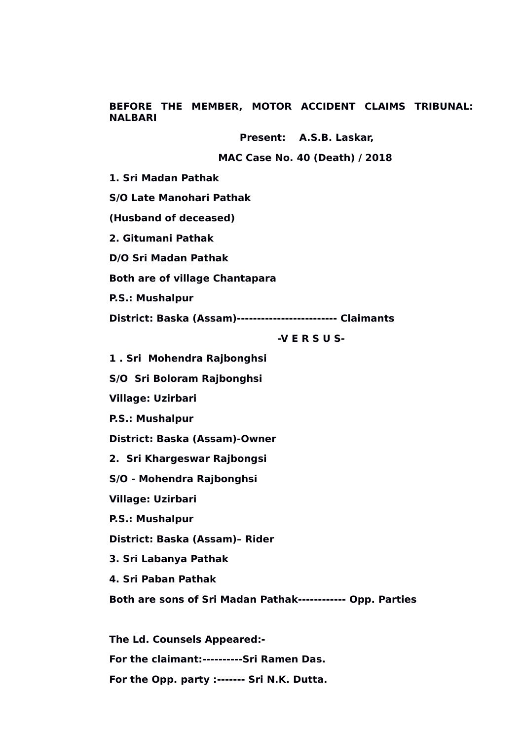**BEFORE THE MEMBER, MOTOR ACCIDENT CLAIMS TRIBUNAL: NALBARI**

**Present: A.S.B. Laskar,**

**MAC Case No. 40 (Death) / 2018**

**1. Sri Madan Pathak**

**S/O Late Manohari Pathak**

**(Husband of deceased)**

**2. Gitumani Pathak**

**D/O Sri Madan Pathak**

**Both are of village Chantapara**

**P.S.: Mushalpur**

**District: Baska (Assam)------------------------- Claimants**

**-V E R S U S-**

**1 . Sri Mohendra Rajbonghsi**

**S/O Sri Boloram Rajbonghsi**

**Village: Uzirbari**

**P.S.: Mushalpur**

**District: Baska (Assam)-Owner**

**2. Sri Khargeswar Rajbongsi**

**S/O - Mohendra Rajbonghsi**

**Village: Uzirbari**

**P.S.: Mushalpur**

**District: Baska (Assam)– Rider**

**3. Sri Labanya Pathak**

**4. Sri Paban Pathak**

**Both are sons of Sri Madan Pathak------------ Opp. Parties**

**The Ld. Counsels Appeared:-**

**For the claimant:----------Sri Ramen Das.**

**For the Opp. party :------- Sri N.K. Dutta.**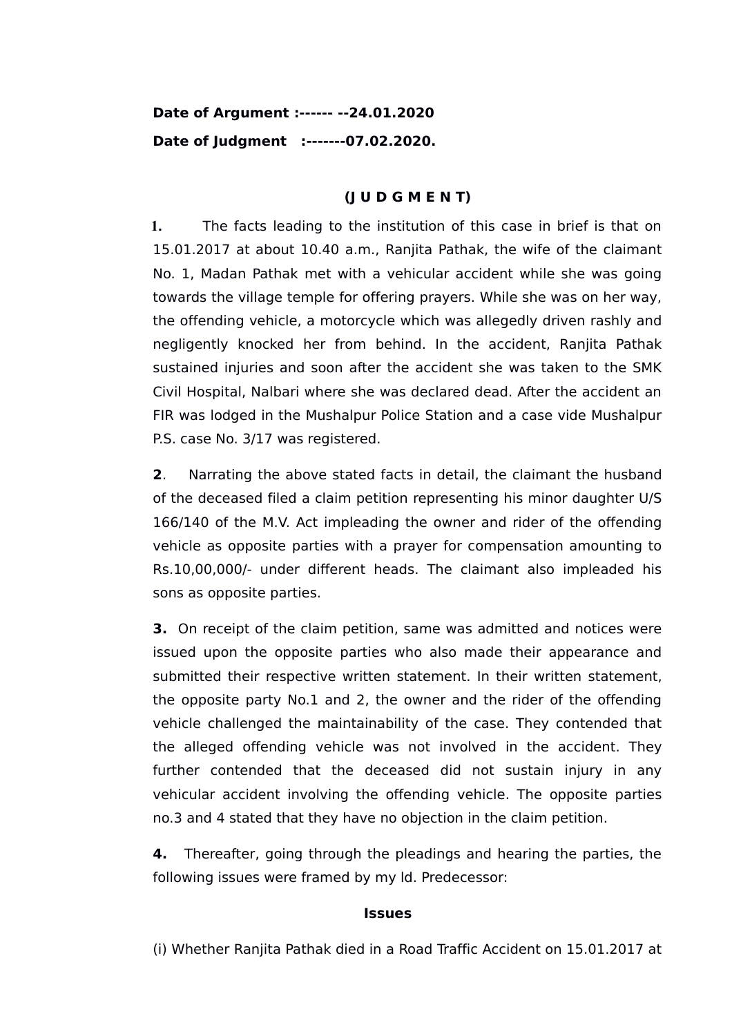**Date of Argument :------ --24.01.2020**

**Date of Judgment :-------07.02.2020.**

**(J U D G M E N T)**

**1.** The facts leading to the institution of this case in brief is that on 15.01.2017 at about 10.40 a.m., Ranjita Pathak, the wife of the claimant No. 1, Madan Pathak met with a vehicular accident while she was going towards the village temple for offering prayers. While she was on her way, the offending vehicle, a motorcycle which was allegedly driven rashly and negligently knocked her from behind. In the accident, Ranjita Pathak sustained injuries and soon after the accident she was taken to the SMK Civil Hospital, Nalbari where she was declared dead. After the accident an FIR was lodged in the Mushalpur Police Station and a case vide Mushalpur P.S. case No. 3/17 was registered.

**2**. Narrating the above stated facts in detail, the claimant the husband of the deceased filed a claim petition representing his minor daughter U/S 166/140 of the M.V. Act impleading the owner and rider of the offending vehicle as opposite parties with a prayer for compensation amounting to Rs.10,00,000/- under different heads. The claimant also impleaded his sons as opposite parties.

**3.** On receipt of the claim petition, same was admitted and notices were issued upon the opposite parties who also made their appearance and submitted their respective written statement. In their written statement, the opposite party No.1 and 2, the owner and the rider of the offending vehicle challenged the maintainability of the case. They contended that the alleged offending vehicle was not involved in the accident. They further contended that the deceased did not sustain injury in any vehicular accident involving the offending vehicle. The opposite parties no.3 and 4 stated that they have no objection in the claim petition.

**4.** Thereafter, going through the pleadings and hearing the parties, the following issues were framed by my ld. Predecessor:

**Issues**

(i) Whether Ranjita Pathak died in a Road Traffic Accident on 15.01.2017 at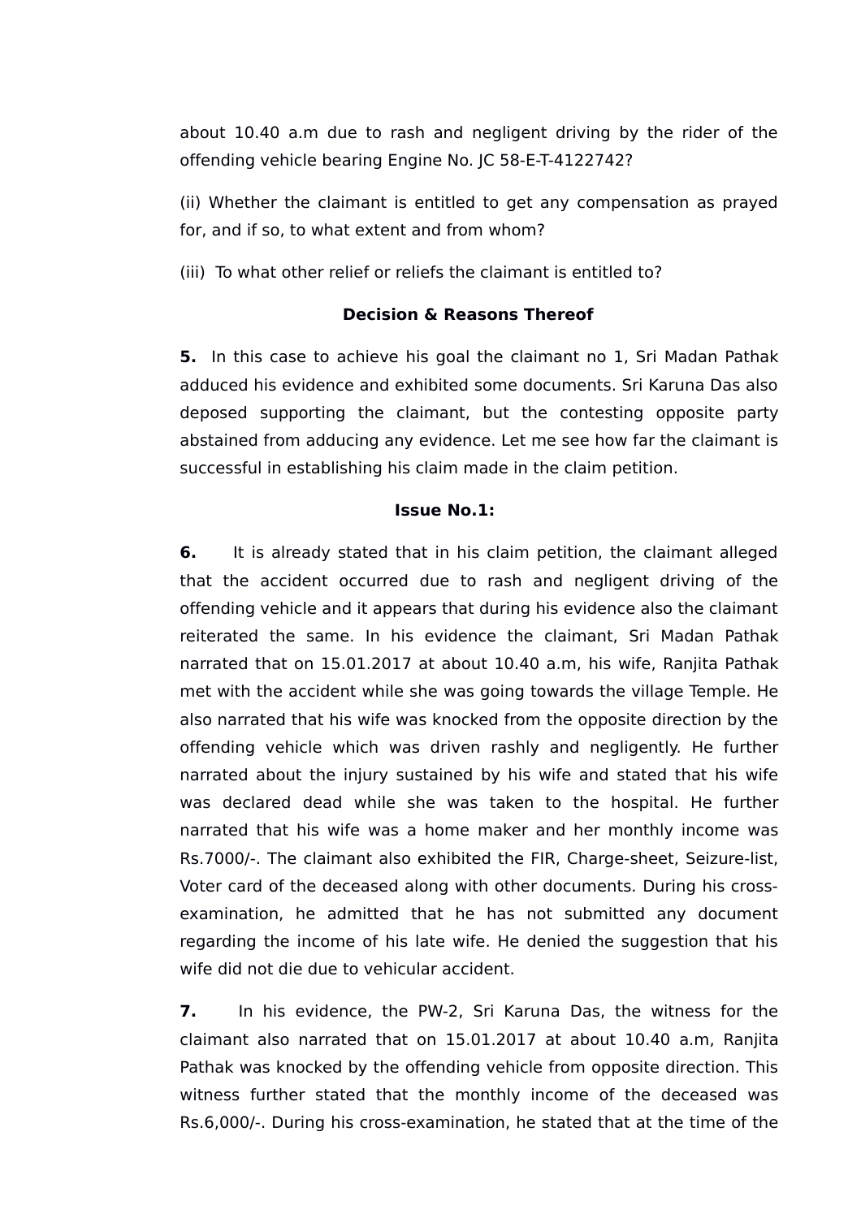about 10.40 a.m due to rash and negligent driving by the rider of the offending vehicle bearing Engine No. JC 58-E-T-4122742?

(ii) Whether the claimant is entitled to get any compensation as prayed for, and if so, to what extent and from whom?

(iii) To what other relief or reliefs the claimant is entitled to?

**Decision & Reasons Thereof**

**5.** In this case to achieve his goal the claimant no 1, Sri Madan Pathak adduced his evidence and exhibited some documents. Sri Karuna Das also deposed supporting the claimant, but the contesting opposite party abstained from adducing any evidence. Let me see how far the claimant is successful in establishing his claim made in the claim petition.

**Issue No.1:**

**6.** It is already stated that in his claim petition, the claimant alleged that the accident occurred due to rash and negligent driving of the offending vehicle and it appears that during his evidence also the claimant reiterated the same. In his evidence the claimant, Sri Madan Pathak narrated that on 15.01.2017 at about 10.40 a.m, his wife, Ranjita Pathak met with the accident while she was going towards the village Temple. He also narrated that his wife was knocked from the opposite direction by the offending vehicle which was driven rashly and negligently. He further narrated about the injury sustained by his wife and stated that his wife was declared dead while she was taken to the hospital. He further narrated that his wife was a home maker and her monthly income was Rs.7000/-. The claimant also exhibited the FIR, Charge-sheet, Seizure-list, Voter card of the deceased along with other documents. During his cross-examination, he admitted that he has not submitted any document regarding the income of his late wife. He denied the suggestion that his wife did not die due to vehicular accident.

**7.** In his evidence, the PW-2, Sri Karuna Das, the witness for the claimant also narrated that on 15.01.2017 at about 10.40 a.m, Ranjita Pathak was knocked by the offending vehicle from opposite direction. This witness further stated that the monthly income of the deceased was Rs.6,000/-. During his cross-examination, he stated that at the time of the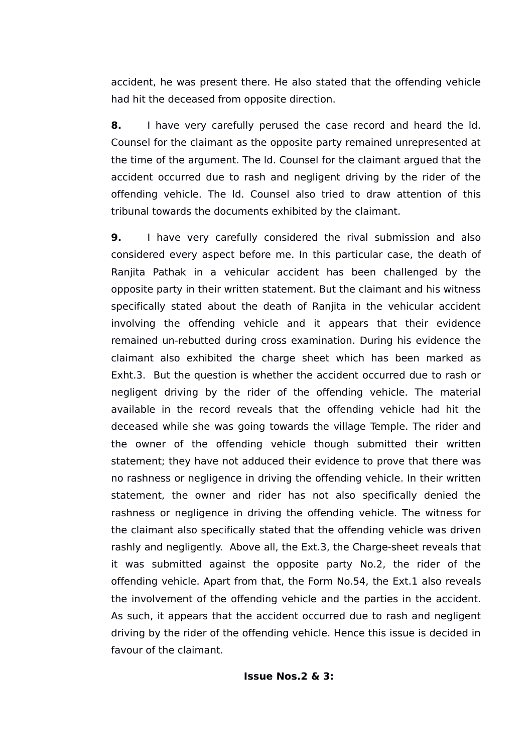accident, he was present there. He also stated that the offending vehicle had hit the deceased from opposite direction.

**8.** I have very carefully perused the case record and heard the ld. Counsel for the claimant as the opposite party remained unrepresented at the time of the argument. The ld. Counsel for the claimant argued that the accident occurred due to rash and negligent driving by the rider of the offending vehicle. The ld. Counsel also tried to draw attention of this tribunal towards the documents exhibited by the claimant.

**9.** I have very carefully considered the rival submission and also considered every aspect before me. In this particular case, the death of Ranjita Pathak in a vehicular accident has been challenged by the opposite party in their written statement. But the claimant and his witness specifically stated about the death of Ranjita in the vehicular accident involving the offending vehicle and it appears that their evidence remained un-rebutted during cross examination. During his evidence the claimant also exhibited the charge sheet which has been marked as Exht.3. But the question is whether the accident occurred due to rash or negligent driving by the rider of the offending vehicle. The material available in the record reveals that the offending vehicle had hit the deceased while she was going towards the village Temple. The rider and the owner of the offending vehicle though submitted their written statement; they have not adduced their evidence to prove that there was no rashness or negligence in driving the offending vehicle. In their written statement, the owner and rider has not also specifically denied the rashness or negligence in driving the offending vehicle. The witness for the claimant also specifically stated that the offending vehicle was driven rashly and negligently. Above all, the Ext.3, the Charge-sheet reveals that it was submitted against the opposite party No.2, the rider of the offending vehicle. Apart from that, the Form No.54, the Ext.1 also reveals the involvement of the offending vehicle and the parties in the accident. As such, it appears that the accident occurred due to rash and negligent driving by the rider of the offending vehicle. Hence this issue is decided in favour of the claimant.

**Issue Nos.2 & 3:**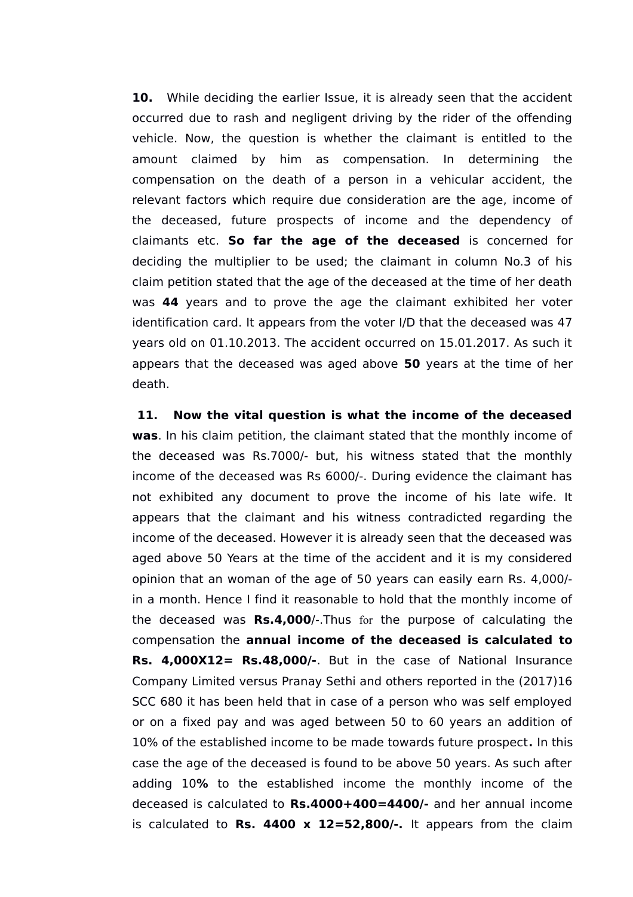**10.** While deciding the earlier Issue, it is already seen that the accident occurred due to rash and negligent driving by the rider of the offending vehicle. Now, the question is whether the claimant is entitled to the amount claimed by him as compensation. In determining the compensation on the death of a person in a vehicular accident, the relevant factors which require due consideration are the age, income of the deceased, future prospects of income and the dependency of claimants etc. **So far the age of the deceased** is concerned for deciding the multiplier to be used; the claimant in column No.3 of his claim petition stated that the age of the deceased at the time of her death was **44** years and to prove the age the claimant exhibited her voter identification card. It appears from the voter I/D that the deceased was 47 years old on 01.10.2013. The accident occurred on 15.01.2017. As such it appears that the deceased was aged above **50** years at the time of her death.

**11. Now the vital question is what the income of the deceased was**. In his claim petition, the claimant stated that the monthly income of the deceased was Rs.7000/- but, his witness stated that the monthly income of the deceased was Rs 6000/-. During evidence the claimant has not exhibited any document to prove the income of his late wife. It appears that the claimant and his witness contradicted regarding the income of the deceased. However it is already seen that the deceased was aged above 50 Years at the time of the accident and it is my considered opinion that an woman of the age of 50 years can easily earn Rs. 4,000/- in a month. Hence I find it reasonable to hold that the monthly income of the deceased was **Rs.4,000**/-.Thus for the purpose of calculating the compensation the **annual income of the deceased is calculated to Rs. 4,000X12= Rs.48,000/-**. But in the case of National Insurance Company Limited versus Pranay Sethi and others reported in the (2017)16 SCC 680 it has been held that in case of a person who was self employed or on a fixed pay and was aged between 50 to 60 years an addition of 10% of the established income to be made towards future prospect**.** In this case the age of the deceased is found to be above 50 years. As such after adding 10**%** to the established income the monthly income of the deceased is calculated to **Rs.4000+400=4400/-** and her annual income is calculated to **Rs. 4400 x 12=52,800/-.** It appears from the claim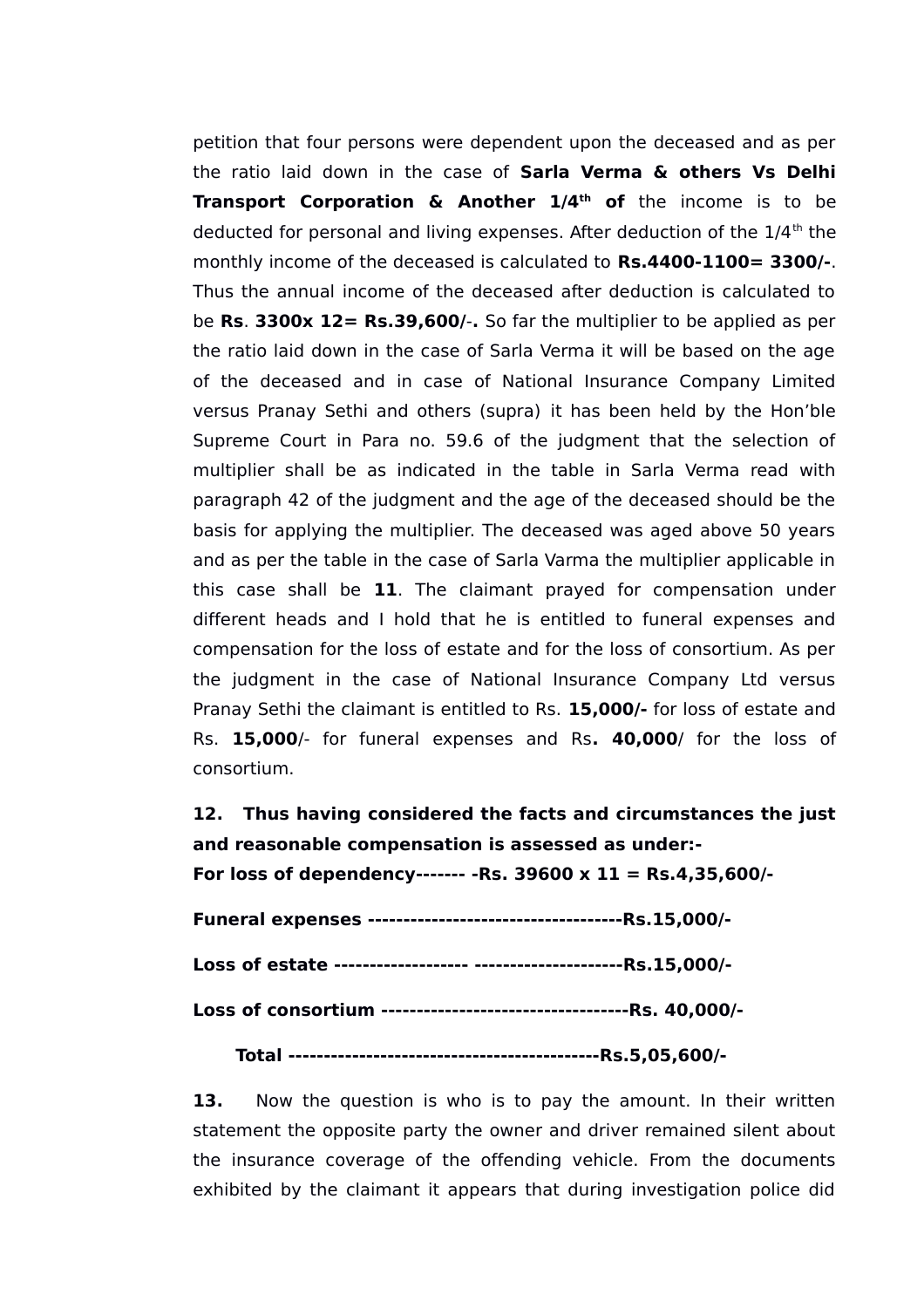petition that four persons were dependent upon the deceased and as per the ratio laid down in the case of **Sarla Verma & others Vs Delhi Transport Corporation & Another 1/4th of** the income is to be deducted for personal and living expenses. After deduction of the 1/4th the monthly income of the deceased is calculated to **Rs.4400-1100= 3300/-**. Thus the annual income of the deceased after deduction is calculated to be **Rs**. **3300x 12= Rs.39,600/-.** So far the multiplier to be applied as per the ratio laid down in the case of Sarla Verma it will be based on the age of the deceased and in case of National Insurance Company Limited versus Pranay Sethi and others (supra) it has been held by the Hon'ble Supreme Court in Para no. 59.6 of the judgment that the selection of multiplier shall be as indicated in the table in Sarla Verma read with paragraph 42 of the judgment and the age of the deceased should be the basis for applying the multiplier. The deceased was aged above 50 years and as per the table in the case of Sarla Varma the multiplier applicable in this case shall be **11**. The claimant prayed for compensation under different heads and I hold that he is entitled to funeral expenses and compensation for the loss of estate and for the loss of consortium. As per the judgment in the case of National Insurance Company Ltd versus Pranay Sethi the claimant is entitled to Rs. **15,000/-** for loss of estate and Rs. **15,000**/- for funeral expenses and Rs**. 40,000**/ for the loss of consortium.

**12. Thus having considered the facts and circumstances the just and reasonable compensation is assessed as under:-**
**For loss of dependency------- -Rs. 39600 x 11 = Rs.4,35,600/-**

**Funeral expenses ------------------------------------Rs.15,000/-**

**Loss of estate ------------------- ---------------------Rs.15,000/-**

**Loss of consortium -----------------------------------Rs. 40,000/-**

**Total --------------------------------------------Rs.5,05,600/-**

**13.** Now the question is who is to pay the amount. In their written statement the opposite party the owner and driver remained silent about the insurance coverage of the offending vehicle. From the documents exhibited by the claimant it appears that during investigation police did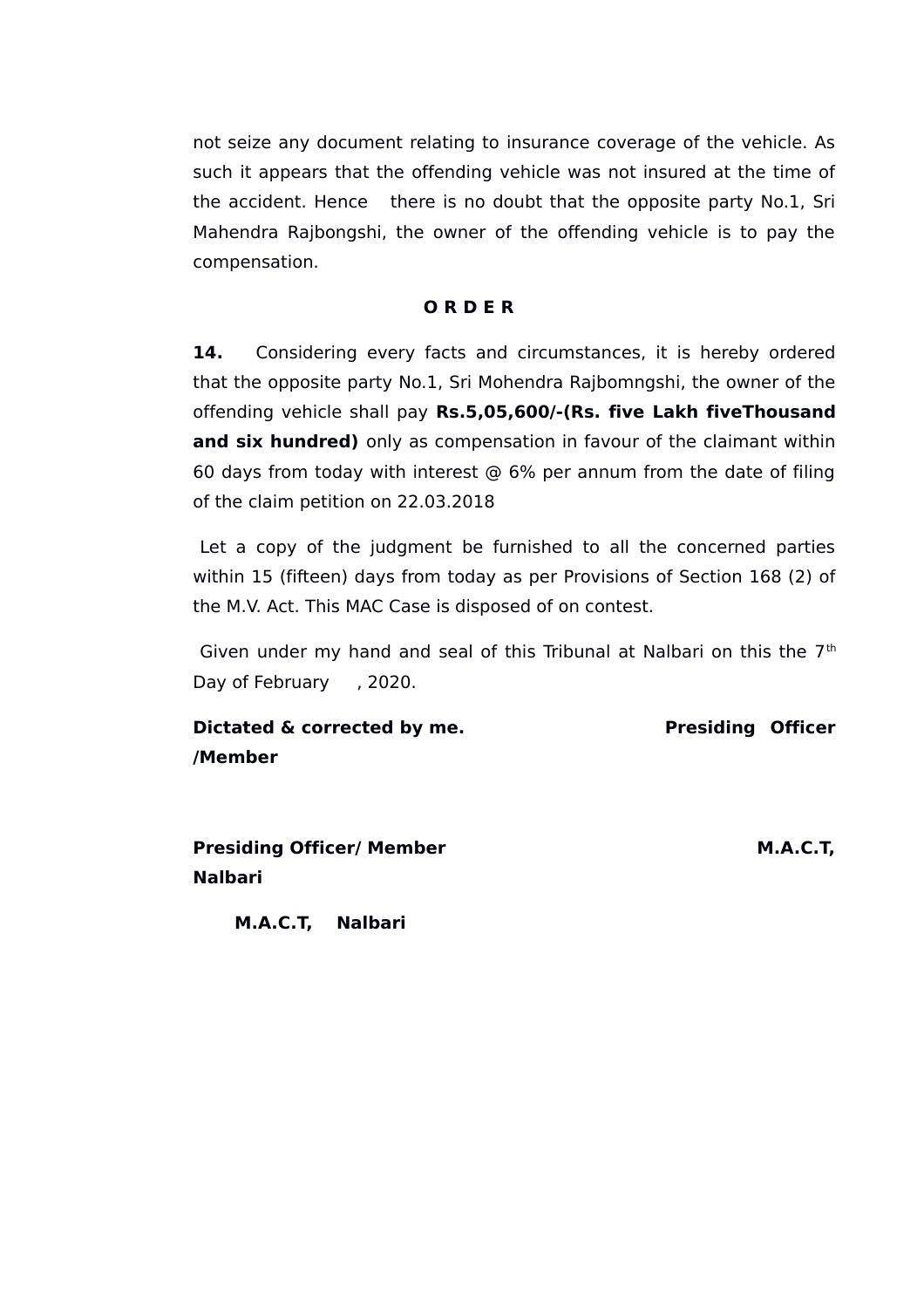not seize any document relating to insurance coverage of the vehicle. As such it appears that the offending vehicle was not insured at the time of the accident. Hence there is no doubt that the opposite party No.1, Sri Mahendra Rajbongshi, the owner of the offending vehicle is to pay the compensation.

**O R D E R**

**14.** Considering every facts and circumstances, it is hereby ordered that the opposite party No.1, Sri Mohendra Rajbomngshi, the owner of the offending vehicle shall pay **Rs.5,05,600/-(Rs. five Lakh fiveThousand and six hundred)** only as compensation in favour of the claimant within 60 days from today with interest @ 6% per annum from the date of filing of the claim petition on 22.03.2018

Let a copy of the judgment be furnished to all the concerned parties within 15 (fifteen) days from today as per Provisions of Section 168 (2) of the M.V. Act. This MAC Case is disposed of on contest.

Given under my hand and seal of this Tribunal at Nalbari on this the 7th Day of February , 2020.

**Dictated & corrected by me.** **Presiding Officer /Member**

**Presiding Officer/ Member** **M.A.C.T, Nalbari**

**M.A.C.T, Nalbari**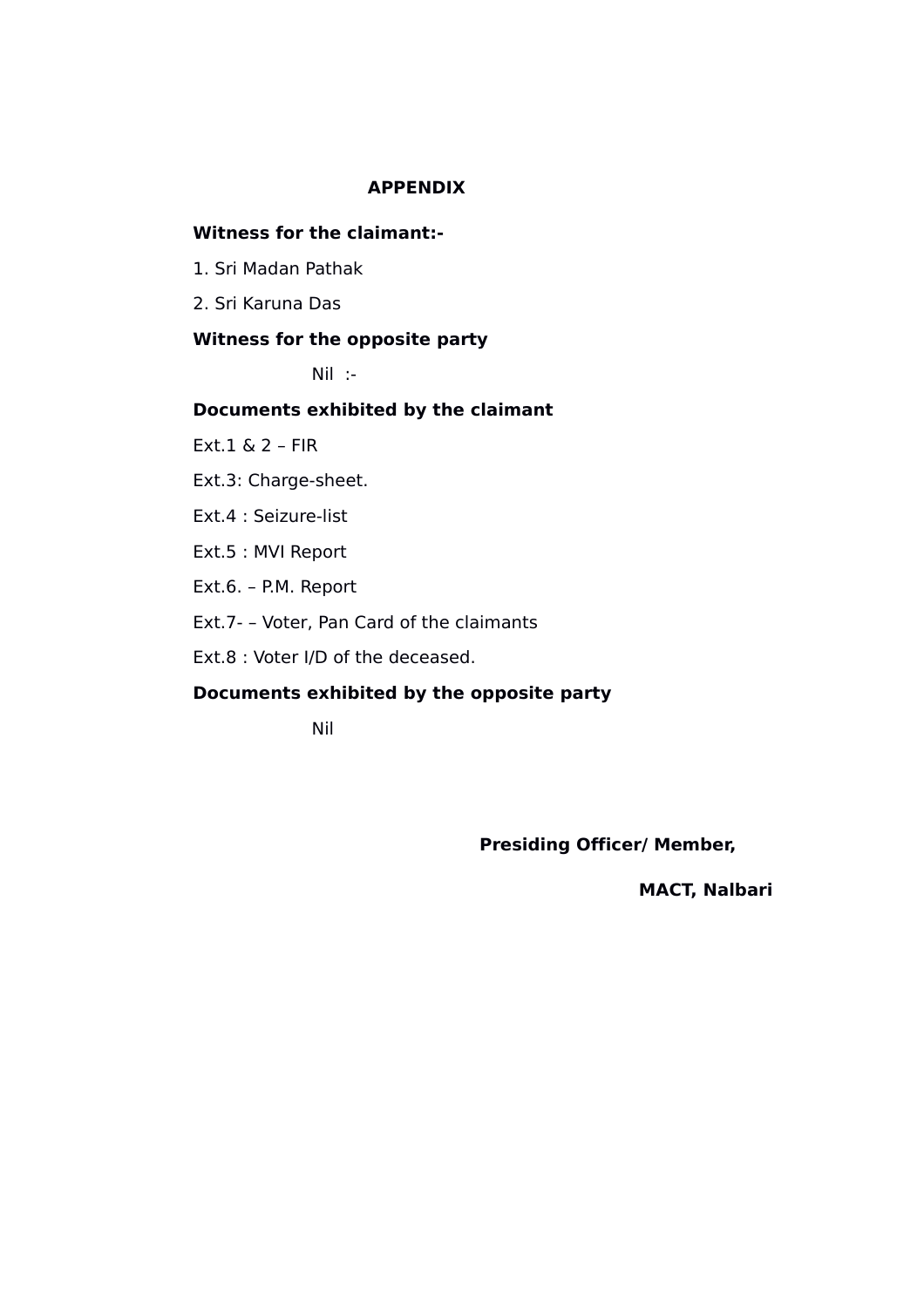## APPENDIX

**Witness for the claimant:-**

1. Sri Madan Pathak
2. Sri Karuna Das

**Witness for the opposite party**

Nil :-

**Documents exhibited by the claimant**

Ext.1 & 2 – FIR

Ext.3: Charge-sheet.

Ext.4 : Seizure-list

Ext.5 : MVI Report

Ext.6. – P.M. Report

Ext.7- – Voter, Pan Card of the claimants

Ext.8 : Voter I/D of the deceased.

**Documents exhibited by the opposite party**

Nil

**Presiding Officer/ Member,**

**MACT, Nalbari**